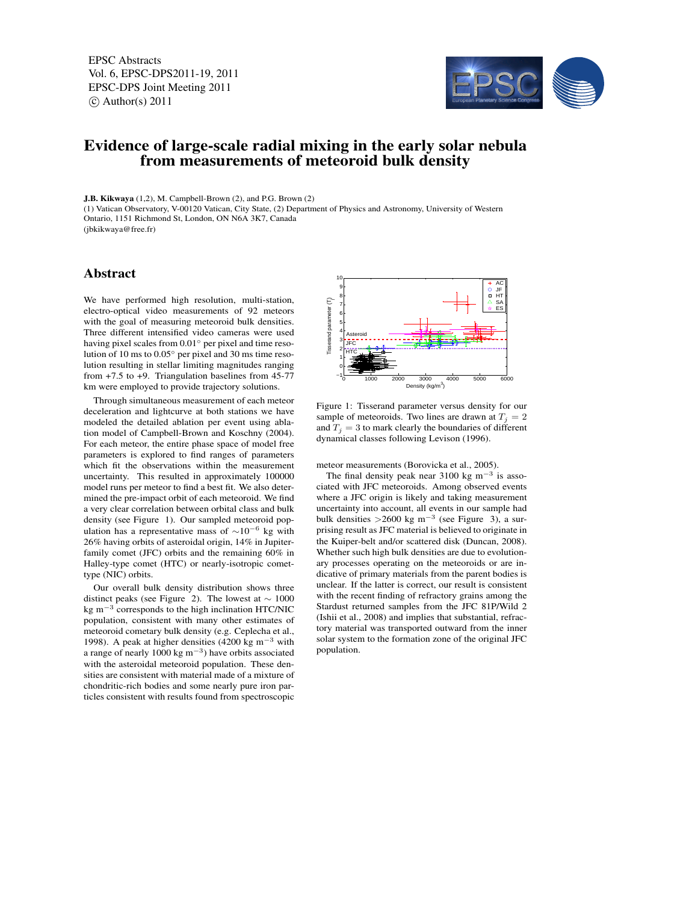EPSC Abstracts
Vol. 6, EPSC-DPS2011-19, 2011
EPSC-DPS Joint Meeting 2011
© Author(s) 2011

# Evidence of large-scale radial mixing in the early solar nebula from measurements of meteoroid bulk density

**J.B. Kikwaya** (1,2), M. Campbell-Brown (2), and P.G. Brown (2)
(1) Vatican Observatory, V-00120 Vatican, City State, (2) Department of Physics and Astronomy, University of Western Ontario, 1151 Richmond St, London, ON N6A 3K7, Canada
(jbkikwaya@free.fr)

## Abstract

We have performed high resolution, multi-station, electro-optical video measurements of 92 meteors with the goal of measuring meteoroid bulk densities. Three different intensified video cameras were used having pixel scales from 0.01° per pixel and time resolution of 10 ms to 0.05° per pixel and 30 ms time resolution resulting in stellar limiting magnitudes ranging from +7.5 to +9. Triangulation baselines from 45-77 km were employed to provide trajectory solutions.

Through simultaneous measurement of each meteor deceleration and lightcurve at both stations we have modeled the detailed ablation per event using ablation model of Campbell-Brown and Koschny (2004). For each meteor, the entire phase space of model free parameters is explored to find ranges of parameters which fit the observations within the measurement uncertainty. This resulted in approximately 100000 model runs per meteor to find a best fit. We also determined the pre-impact orbit of each meteoroid. We find a very clear correlation between orbital class and bulk density (see Figure 1). Our sampled meteoroid population has a representative mass of $\sim 10^{-6}$ kg with 26% having orbits of asteroidal origin, 14% in Jupiter-family comet (JFC) orbits and the remaining 60% in Halley-type comet (HTC) or nearly-isotropic comet-type (NIC) orbits.

Our overall bulk density distribution shows three distinct peaks (see Figure 2). The lowest at $\sim$ 1000 kg m$^{-3}$ corresponds to the high inclination HTC/NIC population, consistent with many other estimates of meteoroid cometary bulk density (e.g. Ceplecha et al., 1998). A peak at higher densities (4200 kg m$^{-3}$ with a range of nearly 1000 kg m$^{-3}$) have orbits associated with the asteroidal meteoroid population. These densities are consistent with material made of a mixture of chondritic-rich bodies and some nearly pure iron particles consistent with results found from spectroscopic meteor measurements (Borovicka et al., 2005).

Figure 1: Tisserand parameter versus density for our sample of meteoroids. Two lines are drawn at $T_j = 2$ and $T_j = 3$ to mark clearly the boundaries of different dynamical classes following Levison (1996).

The final density peak near 3100 kg m$^{-3}$ is associated with JFC meteoroids. Among observed events where a JFC origin is likely and taking measurement uncertainty into account, all events in our sample had bulk densities >2600 kg m$^{-3}$ (see Figure 3), a surprising result as JFC material is believed to originate in the Kuiper-belt and/or scattered disk (Duncan, 2008). Whether such high bulk densities are due to evolutionary processes operating on the meteoroids or are indicative of primary materials from the parent bodies is unclear. If the latter is correct, our result is consistent with the recent finding of refractory grains among the Stardust returned samples from the JFC 81P/Wild 2 (Ishii et al., 2008) and implies that substantial, refractory material was transported outward from the inner solar system to the formation zone of the original JFC population.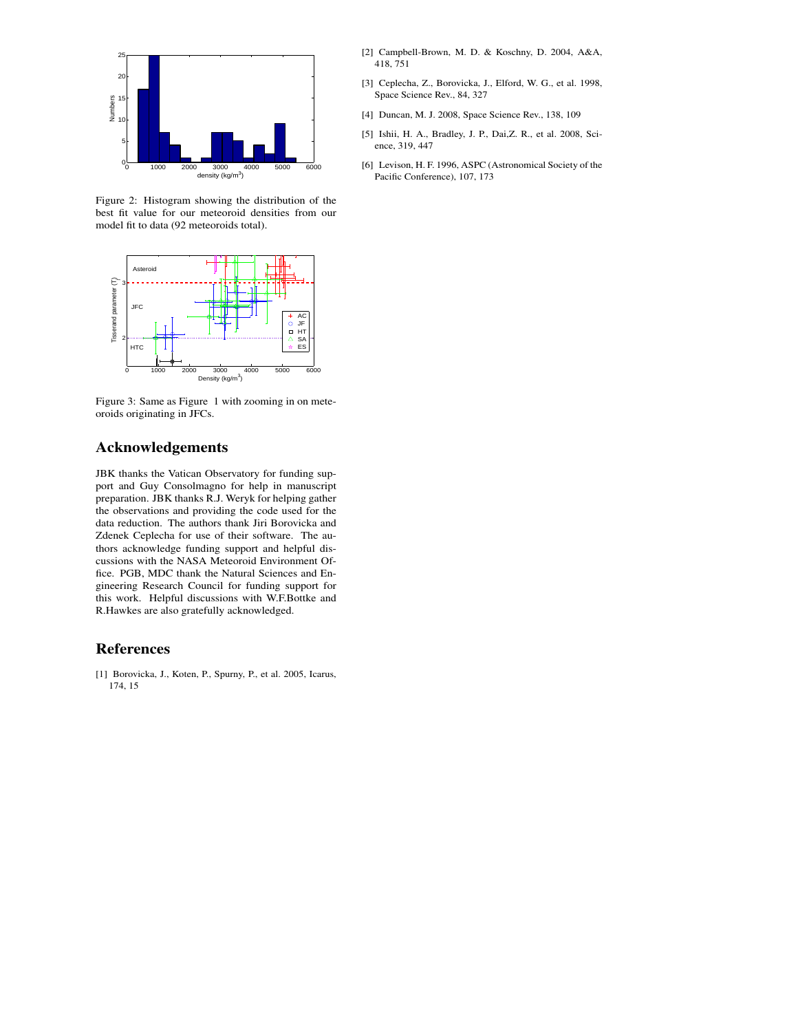25
20
15
10
5
0
Numbers
0 1000 2000 3000 4000 5000 6000
density (kg/m$^3$)

Figure 2: Histogram showing the distribution of the best fit value for our meteoroid densities from our model fit to data (92 meteoroids total).

Asteroid
JFC
HTC
Tisserand parameter (T$_J$)
3
2
AC
JF
HT
SA
ES
0 1000 2000 3000 4000 5000 6000
Density (kg/m$^3$)

Figure 3: Same as Figure 1 with zooming in on meteoroids originating in JFCs.

## Acknowledgements

JBK thanks the Vatican Observatory for funding support and Guy Consolmagno for help in manuscript preparation. JBK thanks R.J. Weryk for helping gather the observations and providing the code used for the data reduction. The authors thank Jiri Borovicka and Zdenek Ceplecha for use of their software. The authors acknowledge funding support and helpful discussions with the NASA Meteoroid Environment Office. PGB, MDC thank the Natural Sciences and Engineering Research Council for funding support for this work. Helpful discussions with W.F.Bottke and R.Hawkes are also gratefully acknowledged.

## References

[1] Borovicka, J., Koten, P., Spurny, P., et al. 2005, Icarus, 174, 15

[2] Campbell-Brown, M. D. & Koschny, D. 2004, A&A, 418, 751

[3] Ceplecha, Z., Borovicka, J., Elford, W. G., et al. 1998, Space Science Rev., 84, 327

[4] Duncan, M. J. 2008, Space Science Rev., 138, 109

[5] Ishii, H. A., Bradley, J. P., Dai,Z. R., et al. 2008, Science, 319, 447

[6] Levison, H. F. 1996, ASPC (Astronomical Society of the Pacific Conference), 107, 173